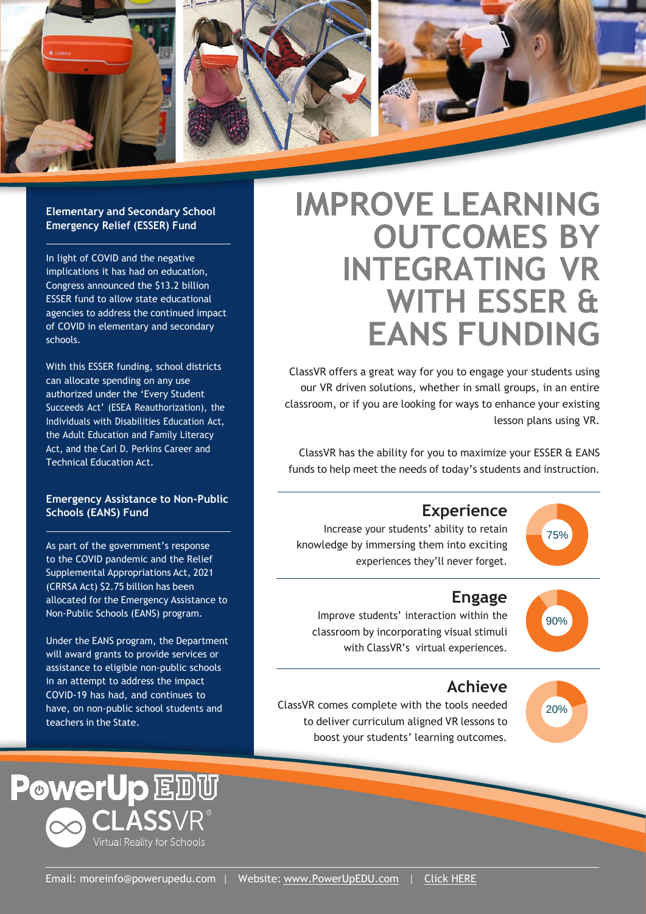# IMPROVE LEARNING OUTCOMES BY INTEGRATING VR WITH ESSER & EANS FUNDING

ClassVR offers a great way for you to engage your students using our VR driven solutions, whether in small groups, in an entire classroom, or if you are looking for ways to enhance your existing lesson plans using VR.

ClassVR has the ability for you to maximize your ESSER & EANS funds to help meet the needs of today's students and instruction.

## Experience

Increase your students' ability to retain knowledge by immersing them into exciting experiences they'll never forget.

75%

## Engage

Improve students' interaction within the classroom by incorporating visual stimuli with ClassVR's virtual experiences.

90%

## Achieve

ClassVR comes complete with the tools needed to deliver curriculum aligned VR lessons to boost your students' learning outcomes.

20%

### Elementary and Secondary School Emergency Relief (ESSER) Fund

In light of COVID and the negative implications it has had on education, Congress announced the $13.2 billion ESSER fund to allow state educational agencies to address the continued impact of COVID in elementary and secondary schools.

With this ESSER funding, school districts can allocate spending on any use authorized under the 'Every Student Succeeds Act' (ESEA Reauthorization), the Individuals with Disabilities Education Act, the Adult Education and Family Literacy Act, and the Carl D. Perkins Career and Technical Education Act.

### Emergency Assistance to Non-Public Schools (EANS) Fund

As part of the government's response to the COVID pandemic and the Relief Supplemental Appropriations Act, 2021 (CRRSA Act) $2.75 billion has been allocated for the Emergency Assistance to Non-Public Schools (EANS) program.

Under the EANS program, the Department will award grants to provide services or assistance to eligible non-public schools in an attempt to address the impact COVID-19 has had, and continues to have, on non-public school students and teachers in the State.

PowerUp EDU

CLASSVR®
Virtual Reality for Schools

Email: moreinfo@powerupedu.com | Website: www.PowerUpEDU.com | Click HERE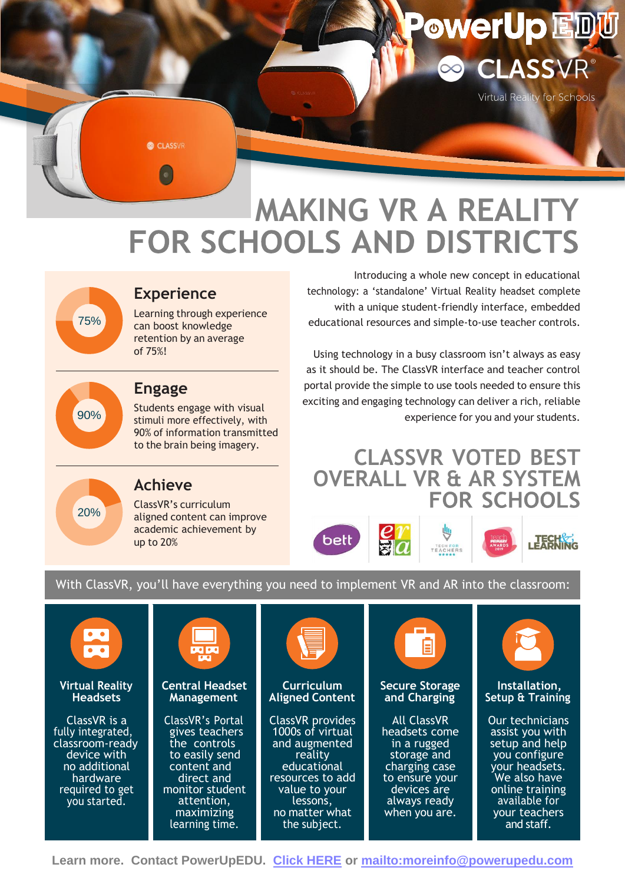PowerUp EDU

CLASSVR®

Virtual Reality for Schools

# MAKING VR A REALITY FOR SCHOOLS AND DISTRICTS

## Experience

75%

Learning through experience can boost knowledge retention by an average of 75%!

## Engage

90%

Students engage with visual stimuli more effectively, with 90% of information transmitted to the brain being imagery.

## Achieve

20%

ClassVR's curriculum aligned content can improve academic achievement by up to 20%

Introducing a whole new concept in educational technology: a 'standalone' Virtual Reality headset complete with a unique student-friendly interface, embedded educational resources and simple-to-use teacher controls.

Using technology in a busy classroom isn't always as easy as it should be. The ClassVR interface and teacher control portal provide the simple to use tools needed to ensure this exciting and engaging technology can deliver a rich, reliable experience for you and your students.

## CLASSVR VOTED BEST OVERALL VR & AR SYSTEM FOR SCHOOLS

bett | era | TECH FOR TEACHERS | teach PRIMARY AWARDS 2019 | TECH & LEARNING

With ClassVR, you'll have everything you need to implement VR and AR into the classroom:

### Virtual Reality Headsets

ClassVR is a fully integrated, classroom-ready device with no additional hardware required to get you started.

### Central Headset Management

ClassVR's Portal gives teachers the controls to easily send content and direct and monitor student attention, maximizing learning time.

### Curriculum Aligned Content

ClassVR provides 1000s of virtual and augmented reality educational resources to add value to your lessons, no matter what the subject.

### Secure Storage and Charging

All ClassVR headsets come in a rugged storage and charging case to ensure your devices are always ready when you are.

### Installation, Setup & Training

Our technicians assist you with setup and help you configure your headsets. We also have online training available for your teachers and staff.

**Learn more. Contact PowerUpEDU.** [Click HERE](#) or [mailto:moreinfo@powerupedu.com](mailto:moreinfo@powerupedu.com)